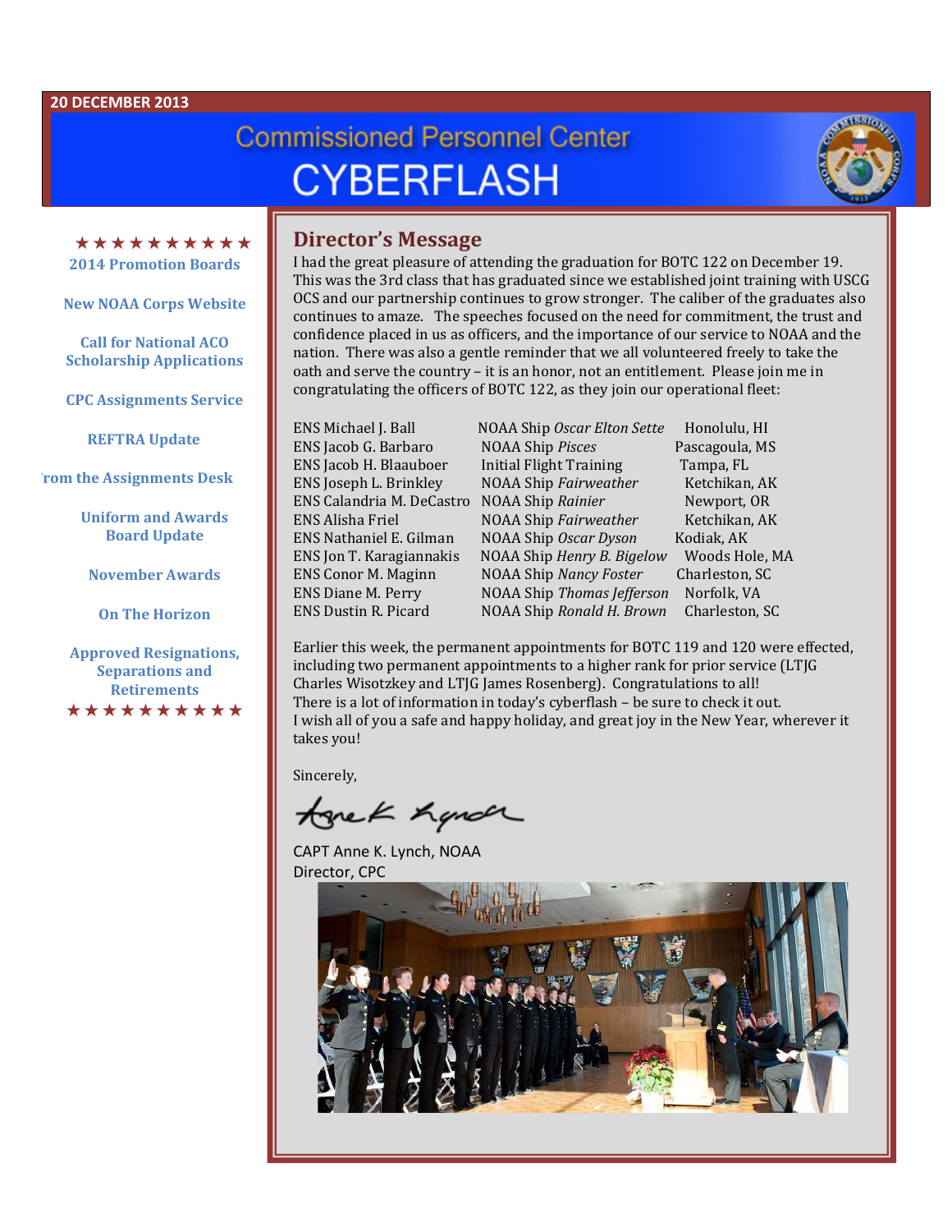20 DECEMBER 2013

# Commissioned Personnel Center CYBERFLASH

★★★★★★★★★★

- 2014 Promotion Boards
- New NOAA Corps Website
- Call for National ACO Scholarship Applications
- CPC Assignments Service
- REFTRA Update
- From the Assignments Desk
- Uniform and Awards Board Update
- November Awards
- On The Horizon
- Approved Resignations, Separations and Retirements

★★★★★★★★★★

## Director's Message

I had the great pleasure of attending the graduation for BOTC 122 on December 19. This was the 3rd class that has graduated since we established joint training with USCG OCS and our partnership continues to grow stronger. The caliber of the graduates also continues to amaze. The speeches focused on the need for commitment, the trust and confidence placed in us as officers, and the importance of our service to NOAA and the nation. There was also a gentle reminder that we all volunteered freely to take the oath and serve the country – it is an honor, not an entitlement. Please join me in congratulating the officers of BOTC 122, as they join our operational fleet:

| | | |
|---|---|---|
| ENS Michael J. Ball | NOAA Ship *Oscar Elton Sette* | Honolulu, HI |
| ENS Jacob G. Barbaro | NOAA Ship *Pisces* | Pascagoula, MS |
| ENS Jacob H. Blaauboer | Initial Flight Training | Tampa, FL |
| ENS Joseph L. Brinkley | NOAA Ship *Fairweather* | Ketchikan, AK |
| ENS Calandria M. DeCastro | NOAA Ship *Rainier* | Newport, OR |
| ENS Alisha Friel | NOAA Ship *Fairweather* | Ketchikan, AK |
| ENS Nathaniel E. Gilman | NOAA Ship *Oscar Dyson* | Kodiak, AK |
| ENS Jon T. Karagiannakis | NOAA Ship *Henry B. Bigelow* | Woods Hole, MA |
| ENS Conor M. Maginn | NOAA Ship *Nancy Foster* | Charleston, SC |
| ENS Diane M. Perry | NOAA Ship *Thomas Jefferson* | Norfolk, VA |
| ENS Dustin R. Picard | NOAA Ship *Ronald H. Brown* | Charleston, SC |

Earlier this week, the permanent appointments for BOTC 119 and 120 were effected, including two permanent appointments to a higher rank for prior service (LTJG Charles Wisotzkey and LTJG James Rosenberg). Congratulations to all!
There is a lot of information in today's cyberflash – be sure to check it out.
I wish all of you a safe and happy holiday, and great joy in the New Year, wherever it takes you!

Sincerely,

CAPT Anne K. Lynch, NOAA
Director, CPC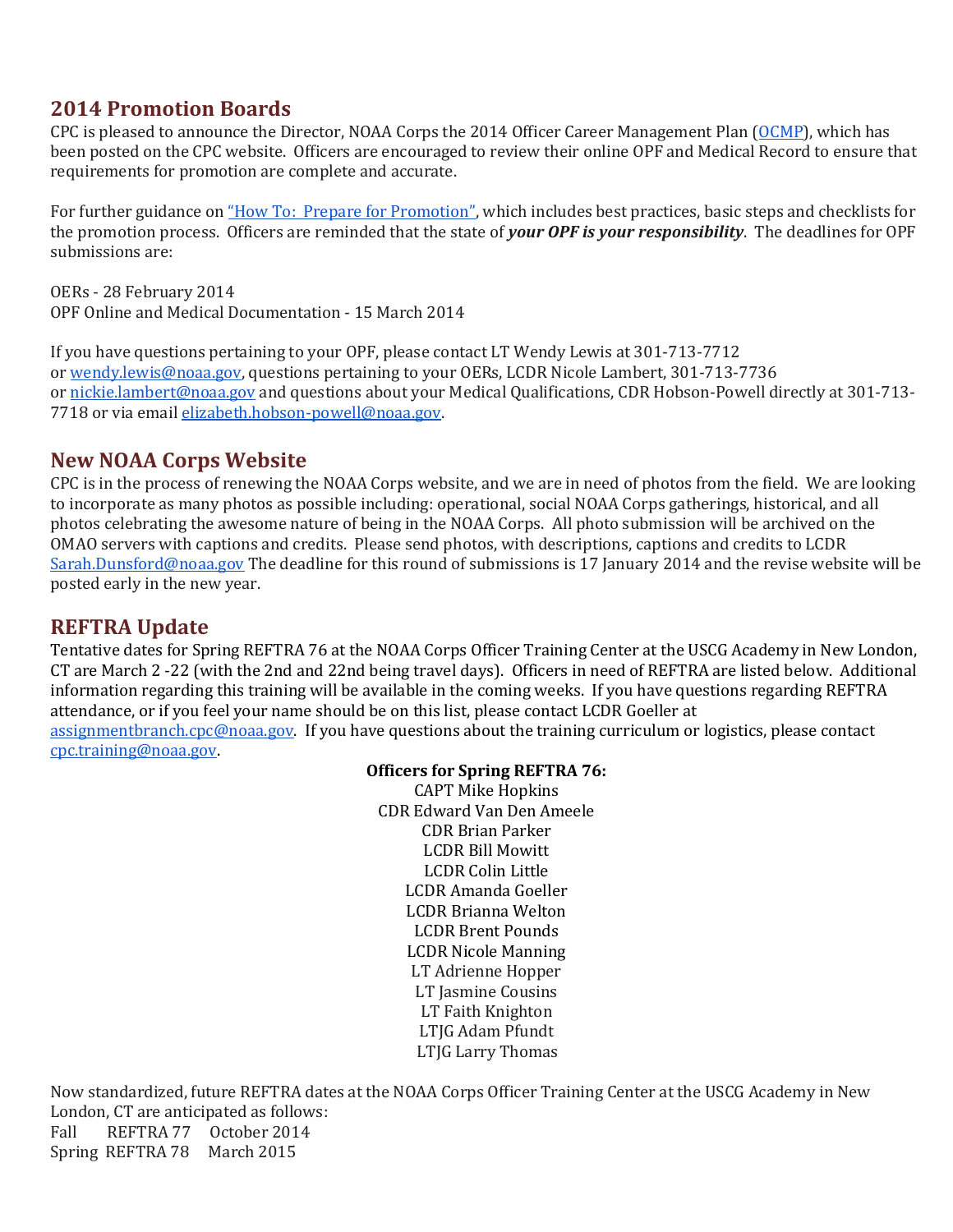## 2014 Promotion Boards

CPC is pleased to announce the Director, NOAA Corps the 2014 Officer Career Management Plan (OCMP), which has been posted on the CPC website. Officers are encouraged to review their online OPF and Medical Record to ensure that requirements for promotion are complete and accurate.

For further guidance on "How To: Prepare for Promotion", which includes best practices, basic steps and checklists for the promotion process. Officers are reminded that the state of ***your OPF is your responsibility***. The deadlines for OPF submissions are:

OERs - 28 February 2014
OPF Online and Medical Documentation - 15 March 2014

If you have questions pertaining to your OPF, please contact LT Wendy Lewis at 301-713-7712 or wendy.lewis@noaa.gov, questions pertaining to your OERs, LCDR Nicole Lambert, 301-713-7736 or nickie.lambert@noaa.gov and questions about your Medical Qualifications, CDR Hobson-Powell directly at 301-713-7718 or via email elizabeth.hobson-powell@noaa.gov.

## New NOAA Corps Website

CPC is in the process of renewing the NOAA Corps website, and we are in need of photos from the field. We are looking to incorporate as many photos as possible including: operational, social NOAA Corps gatherings, historical, and all photos celebrating the awesome nature of being in the NOAA Corps. All photo submission will be archived on the OMAO servers with captions and credits. Please send photos, with descriptions, captions and credits to LCDR Sarah.Dunsford@noaa.gov The deadline for this round of submissions is 17 January 2014 and the revise website will be posted early in the new year.

## REFTRA Update

Tentative dates for Spring REFTRA 76 at the NOAA Corps Officer Training Center at the USCG Academy in New London, CT are March 2 -22 (with the 2nd and 22nd being travel days). Officers in need of REFTRA are listed below. Additional information regarding this training will be available in the coming weeks. If you have questions regarding REFTRA attendance, or if you feel your name should be on this list, please contact LCDR Goeller at assignmentbranch.cpc@noaa.gov. If you have questions about the training curriculum or logistics, please contact cpc.training@noaa.gov.

**Officers for Spring REFTRA 76:**

CAPT Mike Hopkins
CDR Edward Van Den Ameele
CDR Brian Parker
LCDR Bill Mowitt
LCDR Colin Little
LCDR Amanda Goeller
LCDR Brianna Welton
LCDR Brent Pounds
LCDR Nicole Manning
LT Adrienne Hopper
LT Jasmine Cousins
LT Faith Knighton
LTJG Adam Pfundt
LTJG Larry Thomas

Now standardized, future REFTRA dates at the NOAA Corps Officer Training Center at the USCG Academy in New London, CT are anticipated as follows:

Fall REFTRA 77 October 2014
Spring REFTRA 78 March 2015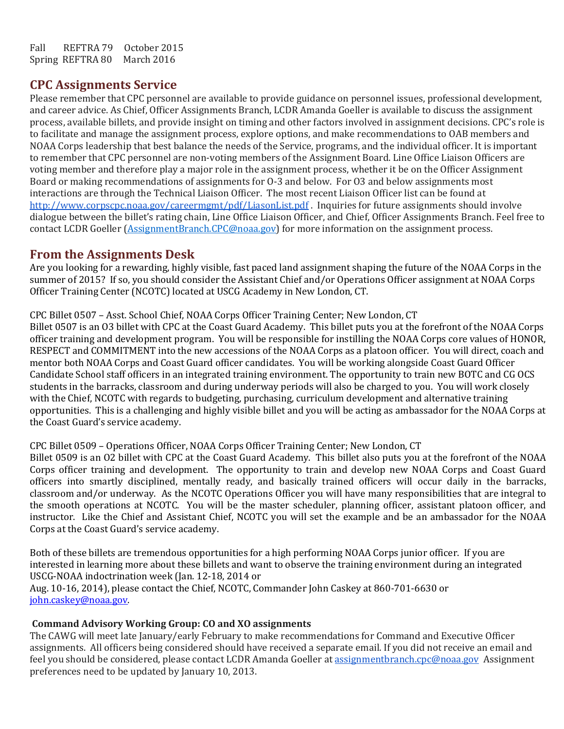Fall REFTRA 79 October 2015
Spring REFTRA 80 March 2016

## CPC Assignments Service

Please remember that CPC personnel are available to provide guidance on personnel issues, professional development, and career advice. As Chief, Officer Assignments Branch, LCDR Amanda Goeller is available to discuss the assignment process, available billets, and provide insight on timing and other factors involved in assignment decisions. CPC's role is to facilitate and manage the assignment process, explore options, and make recommendations to OAB members and NOAA Corps leadership that best balance the needs of the Service, programs, and the individual officer. It is important to remember that CPC personnel are non-voting members of the Assignment Board. Line Office Liaison Officers are voting member and therefore play a major role in the assignment process, whether it be on the Officer Assignment Board or making recommendations of assignments for O-3 and below. For O3 and below assignments most interactions are through the Technical Liaison Officer. The most recent Liaison Officer list can be found at http://www.corpscpc.noaa.gov/careermgmt/pdf/LiasonList.pdf . Inquiries for future assignments should involve dialogue between the billet's rating chain, Line Office Liaison Officer, and Chief, Officer Assignments Branch. Feel free to contact LCDR Goeller (AssignmentBranch.CPC@noaa.gov) for more information on the assignment process.

## From the Assignments Desk

Are you looking for a rewarding, highly visible, fast paced land assignment shaping the future of the NOAA Corps in the summer of 2015? If so, you should consider the Assistant Chief and/or Operations Officer assignment at NOAA Corps Officer Training Center (NCOTC) located at USCG Academy in New London, CT.

CPC Billet 0507 – Asst. School Chief, NOAA Corps Officer Training Center; New London, CT
Billet 0507 is an O3 billet with CPC at the Coast Guard Academy. This billet puts you at the forefront of the NOAA Corps officer training and development program. You will be responsible for instilling the NOAA Corps core values of HONOR, RESPECT and COMMITMENT into the new accessions of the NOAA Corps as a platoon officer. You will direct, coach and mentor both NOAA Corps and Coast Guard officer candidates. You will be working alongside Coast Guard Officer Candidate School staff officers in an integrated training environment. The opportunity to train new BOTC and CG OCS students in the barracks, classroom and during underway periods will also be charged to you. You will work closely with the Chief, NCOTC with regards to budgeting, purchasing, curriculum development and alternative training opportunities. This is a challenging and highly visible billet and you will be acting as ambassador for the NOAA Corps at the Coast Guard's service academy.

CPC Billet 0509 – Operations Officer, NOAA Corps Officer Training Center; New London, CT
Billet 0509 is an O2 billet with CPC at the Coast Guard Academy. This billet also puts you at the forefront of the NOAA Corps officer training and development. The opportunity to train and develop new NOAA Corps and Coast Guard officers into smartly disciplined, mentally ready, and basically trained officers will occur daily in the barracks, classroom and/or underway. As the NCOTC Operations Officer you will have many responsibilities that are integral to the smooth operations at NCOTC. You will be the master scheduler, planning officer, assistant platoon officer, and instructor. Like the Chief and Assistant Chief, NCOTC you will set the example and be an ambassador for the NOAA Corps at the Coast Guard's service academy.

Both of these billets are tremendous opportunities for a high performing NOAA Corps junior officer. If you are interested in learning more about these billets and want to observe the training environment during an integrated USCG-NOAA indoctrination week (Jan. 12-18, 2014 or
Aug. 10-16, 2014), please contact the Chief, NCOTC, Commander John Caskey at 860-701-6630 or john.caskey@noaa.gov.

**Command Advisory Working Group: CO and XO assignments**

The CAWG will meet late January/early February to make recommendations for Command and Executive Officer assignments. All officers being considered should have received a separate email. If you did not receive an email and feel you should be considered, please contact LCDR Amanda Goeller at assignmentbranch.cpc@noaa.gov Assignment preferences need to be updated by January 10, 2013.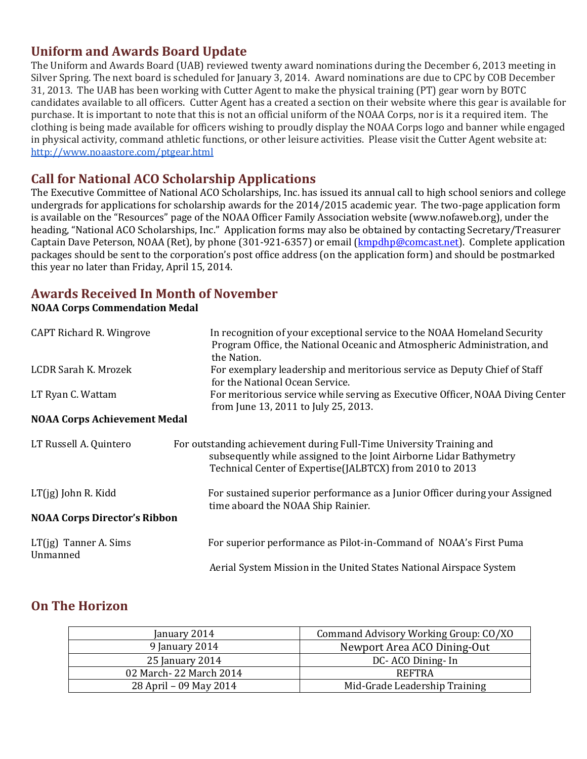## Uniform and Awards Board Update

The Uniform and Awards Board (UAB) reviewed twenty award nominations during the December 6, 2013 meeting in Silver Spring. The next board is scheduled for January 3, 2014. Award nominations are due to CPC by COB December 31, 2013. The UAB has been working with Cutter Agent to make the physical training (PT) gear worn by BOTC candidates available to all officers. Cutter Agent has a created a section on their website where this gear is available for purchase. It is important to note that this is not an official uniform of the NOAA Corps, nor is it a required item. The clothing is being made available for officers wishing to proudly display the NOAA Corps logo and banner while engaged in physical activity, command athletic functions, or other leisure activities. Please visit the Cutter Agent website at: http://www.noaastore.com/ptgear.html

## Call for National ACO Scholarship Applications

The Executive Committee of National ACO Scholarships, Inc. has issued its annual call to high school seniors and college undergrads for applications for scholarship awards for the 2014/2015 academic year. The two-page application form is available on the "Resources" page of the NOAA Officer Family Association website (www.nofaweb.org), under the heading, "National ACO Scholarships, Inc." Application forms may also be obtained by contacting Secretary/Treasurer Captain Dave Peterson, NOAA (Ret), by phone (301-921-6357) or email (kmpdhp@comcast.net). Complete application packages should be sent to the corporation's post office address (on the application form) and should be postmarked this year no later than Friday, April 15, 2014.

## Awards Received In Month of November

**NOAA Corps Commendation Medal**

CAPT Richard R. Wingrove — In recognition of your exceptional service to the NOAA Homeland Security Program Office, the National Oceanic and Atmospheric Administration, and the Nation.

LCDR Sarah K. Mrozek — For exemplary leadership and meritorious service as Deputy Chief of Staff for the National Ocean Service.

LT Ryan C. Wattam — For meritorious service while serving as Executive Officer, NOAA Diving Center from June 13, 2011 to July 25, 2013.

**NOAA Corps Achievement Medal**

LT Russell A. Quintero — For outstanding achievement during Full-Time University Training and subsequently while assigned to the Joint Airborne Lidar Bathymetry Technical Center of Expertise(JALBTCX) from 2010 to 2013

LT(jg) John R. Kidd — For sustained superior performance as a Junior Officer during your Assigned time aboard the NOAA Ship Rainier.

**NOAA Corps Director's Ribbon**

LT(jg) Tanner A. Sims — For superior performance as Pilot-in-Command of NOAA's First Puma Unmanned Aerial System Mission in the United States National Airspace System

## On The Horizon

| | |
|---|---|
| January 2014 | Command Advisory Working Group: CO/XO |
| 9 January 2014 | Newport Area ACO Dining-Out |
| 25 January 2014 | DC- ACO Dining- In |
| 02 March- 22 March 2014 | REFTRA |
| 28 April – 09 May 2014 | Mid-Grade Leadership Training |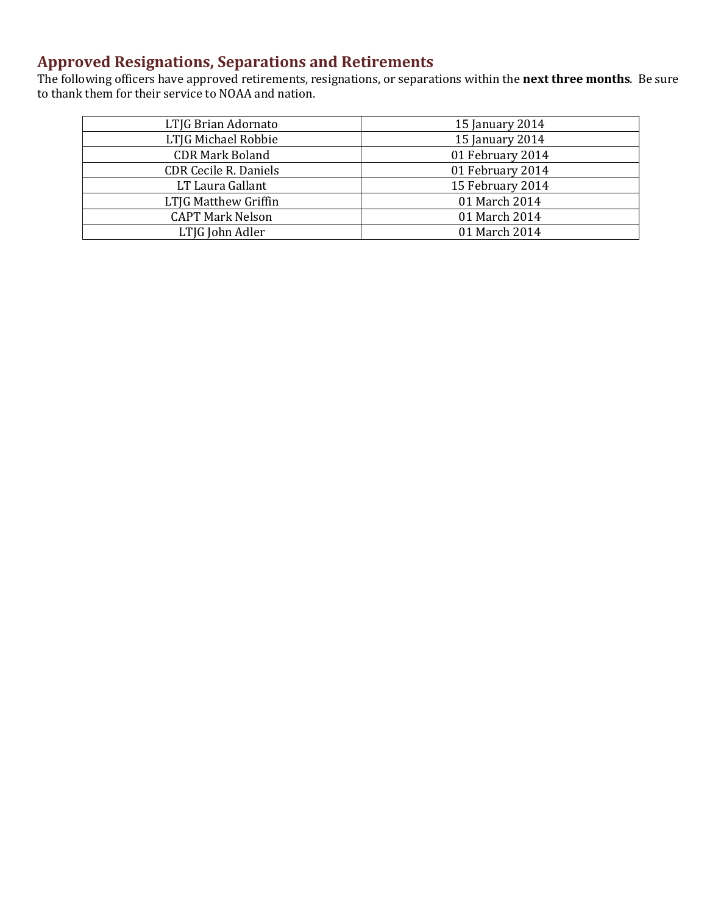## Approved Resignations, Separations and Retirements

The following officers have approved retirements, resignations, or separations within the **next three months**. Be sure to thank them for their service to NOAA and nation.

| | |
|---|---|
| LTJG Brian Adornato | 15 January 2014 |
| LTJG Michael Robbie | 15 January 2014 |
| CDR Mark Boland | 01 February 2014 |
| CDR Cecile R. Daniels | 01 February 2014 |
| LT Laura Gallant | 15 February 2014 |
| LTJG Matthew Griffin | 01 March 2014 |
| CAPT Mark Nelson | 01 March 2014 |
| LTJG John Adler | 01 March 2014 |